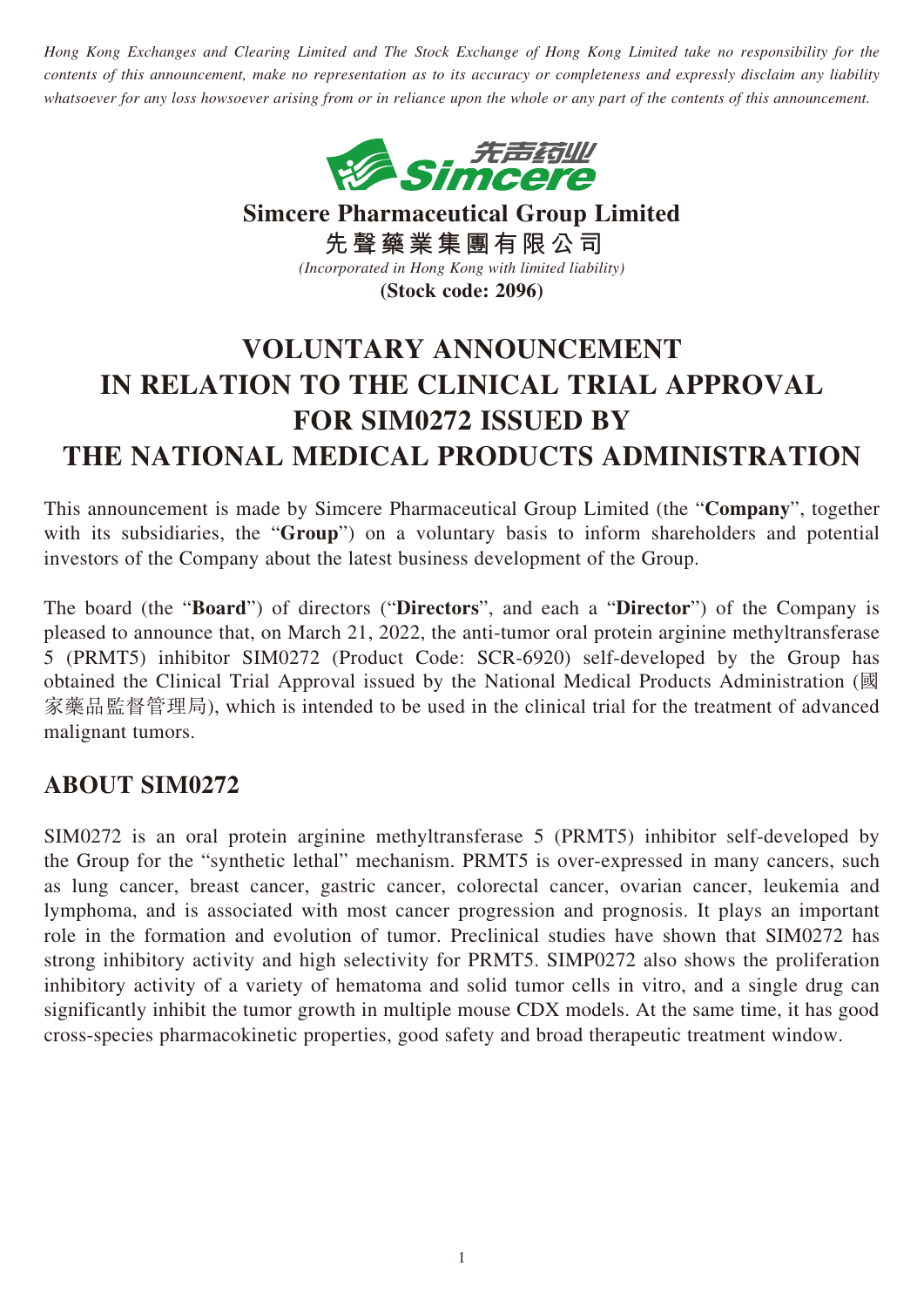*Hong Kong Exchanges and Clearing Limited and The Stock Exchange of Hong Kong Limited take no responsibility for the contents of this announcement, make no representation as to its accuracy or completeness and expressly disclaim any liability whatsoever for any loss howsoever arising from or in reliance upon the whole or any part of the contents of this announcement.*

**Simcere Pharmaceutical Group Limited**
**先聲藥業集團有限公司**
*(Incorporated in Hong Kong with limited liability)*
**(Stock code: 2096)**

# VOLUNTARY ANNOUNCEMENT IN RELATION TO THE CLINICAL TRIAL APPROVAL FOR SIM0272 ISSUED BY THE NATIONAL MEDICAL PRODUCTS ADMINISTRATION

This announcement is made by Simcere Pharmaceutical Group Limited (the "**Company**", together with its subsidiaries, the "**Group**") on a voluntary basis to inform shareholders and potential investors of the Company about the latest business development of the Group.

The board (the "**Board**") of directors ("**Directors**", and each a "**Director**") of the Company is pleased to announce that, on March 21, 2022, the anti-tumor oral protein arginine methyltransferase 5 (PRMT5) inhibitor SIM0272 (Product Code: SCR-6920) self-developed by the Group has obtained the Clinical Trial Approval issued by the National Medical Products Administration (國家藥品監督管理局), which is intended to be used in the clinical trial for the treatment of advanced malignant tumors.

## ABOUT SIM0272

SIM0272 is an oral protein arginine methyltransferase 5 (PRMT5) inhibitor self-developed by the Group for the "synthetic lethal" mechanism. PRMT5 is over-expressed in many cancers, such as lung cancer, breast cancer, gastric cancer, colorectal cancer, ovarian cancer, leukemia and lymphoma, and is associated with most cancer progression and prognosis. It plays an important role in the formation and evolution of tumor. Preclinical studies have shown that SIM0272 has strong inhibitory activity and high selectivity for PRMT5. SIMP0272 also shows the proliferation inhibitory activity of a variety of hematoma and solid tumor cells in vitro, and a single drug can significantly inhibit the tumor growth in multiple mouse CDX models. At the same time, it has good cross-species pharmacokinetic properties, good safety and broad therapeutic treatment window.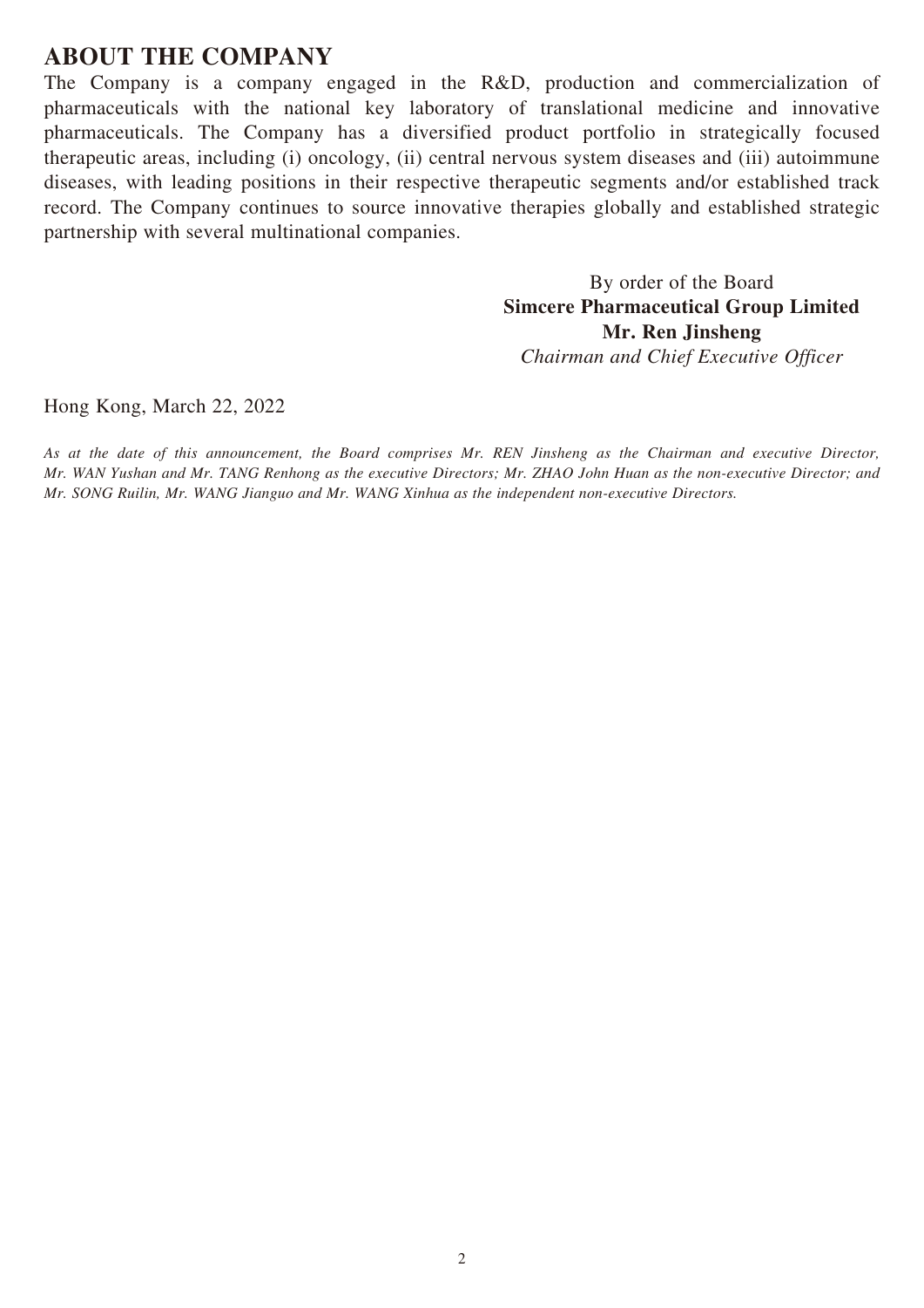## ABOUT THE COMPANY

The Company is a company engaged in the R&D, production and commercialization of pharmaceuticals with the national key laboratory of translational medicine and innovative pharmaceuticals. The Company has a diversified product portfolio in strategically focused therapeutic areas, including (i) oncology, (ii) central nervous system diseases and (iii) autoimmune diseases, with leading positions in their respective therapeutic segments and/or established track record. The Company continues to source innovative therapies globally and established strategic partnership with several multinational companies.

By order of the Board
**Simcere Pharmaceutical Group Limited**
**Mr. Ren Jinsheng**
*Chairman and Chief Executive Officer*

Hong Kong, March 22, 2022

*As at the date of this announcement, the Board comprises Mr. REN Jinsheng as the Chairman and executive Director, Mr. WAN Yushan and Mr. TANG Renhong as the executive Directors; Mr. ZHAO John Huan as the non-executive Director; and Mr. SONG Ruilin, Mr. WANG Jianguo and Mr. WANG Xinhua as the independent non-executive Directors.*